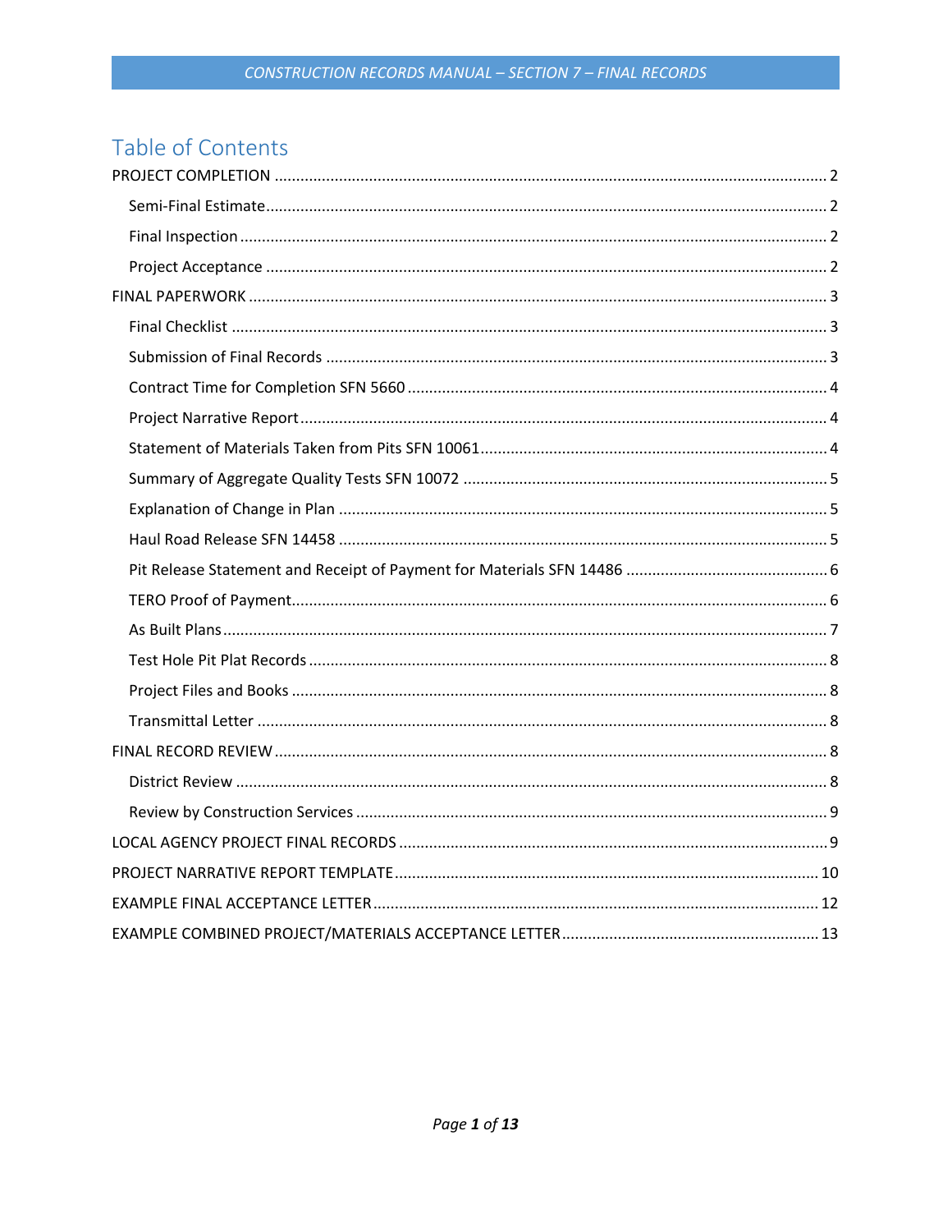# Table of Contents

PROJECT COMPLETION ... 2

- Semi-Final Estimate ... 2
- Final Inspection ... 2
- Project Acceptance ... 2

FINAL PAPERWORK ... 3

- Final Checklist ... 3
- Submission of Final Records ... 3
- Contract Time for Completion SFN 5660 ... 4
- Project Narrative Report ... 4
- Statement of Materials Taken from Pits SFN 10061 ... 4
- Summary of Aggregate Quality Tests SFN 10072 ... 5
- Explanation of Change in Plan ... 5
- Haul Road Release SFN 14458 ... 5
- Pit Release Statement and Receipt of Payment for Materials SFN 14486 ... 6
- TERO Proof of Payment ... 6
- As Built Plans ... 7
- Test Hole Pit Plat Records ... 8
- Project Files and Books ... 8
- Transmittal Letter ... 8

FINAL RECORD REVIEW ... 8

- District Review ... 8
- Review by Construction Services ... 9

LOCAL AGENCY PROJECT FINAL RECORDS ... 9

PROJECT NARRATIVE REPORT TEMPLATE ... 10

EXAMPLE FINAL ACCEPTANCE LETTER ... 12

EXAMPLE COMBINED PROJECT/MATERIALS ACCEPTANCE LETTER ... 13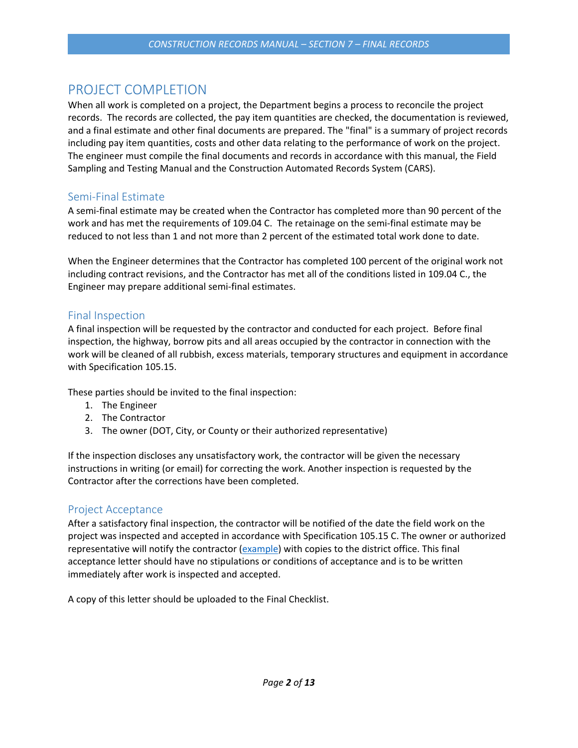# PROJECT COMPLETION

When all work is completed on a project, the Department begins a process to reconcile the project records. The records are collected, the pay item quantities are checked, the documentation is reviewed, and a final estimate and other final documents are prepared. The "final" is a summary of project records including pay item quantities, costs and other data relating to the performance of work on the project. The engineer must compile the final documents and records in accordance with this manual, the Field Sampling and Testing Manual and the Construction Automated Records System (CARS).

## Semi-Final Estimate

A semi-final estimate may be created when the Contractor has completed more than 90 percent of the work and has met the requirements of 109.04 C. The retainage on the semi-final estimate may be reduced to not less than 1 and not more than 2 percent of the estimated total work done to date.

When the Engineer determines that the Contractor has completed 100 percent of the original work not including contract revisions, and the Contractor has met all of the conditions listed in 109.04 C., the Engineer may prepare additional semi-final estimates.

## Final Inspection

A final inspection will be requested by the contractor and conducted for each project. Before final inspection, the highway, borrow pits and all areas occupied by the contractor in connection with the work will be cleaned of all rubbish, excess materials, temporary structures and equipment in accordance with Specification 105.15.

These parties should be invited to the final inspection:

1. The Engineer
2. The Contractor
3. The owner (DOT, City, or County or their authorized representative)

If the inspection discloses any unsatisfactory work, the contractor will be given the necessary instructions in writing (or email) for correcting the work. Another inspection is requested by the Contractor after the corrections have been completed.

## Project Acceptance

After a satisfactory final inspection, the contractor will be notified of the date the field work on the project was inspected and accepted in accordance with Specification 105.15 C. The owner or authorized representative will notify the contractor (example) with copies to the district office. This final acceptance letter should have no stipulations or conditions of acceptance and is to be written immediately after work is inspected and accepted.

A copy of this letter should be uploaded to the Final Checklist.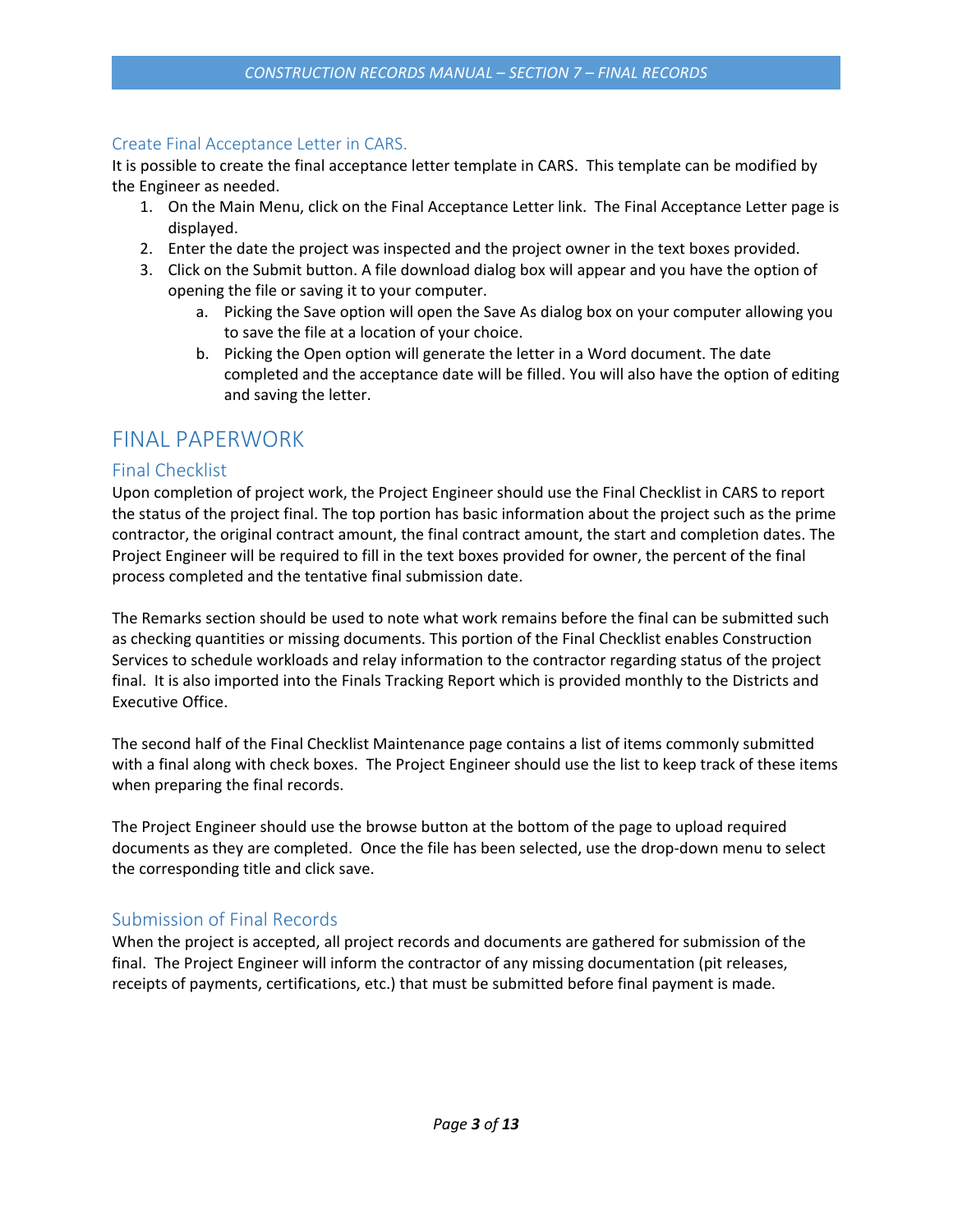### Create Final Acceptance Letter in CARS.

It is possible to create the final acceptance letter template in CARS. This template can be modified by the Engineer as needed.

1. On the Main Menu, click on the Final Acceptance Letter link. The Final Acceptance Letter page is displayed.
2. Enter the date the project was inspected and the project owner in the text boxes provided.
3. Click on the Submit button. A file download dialog box will appear and you have the option of opening the file or saving it to your computer.
   a. Picking the Save option will open the Save As dialog box on your computer allowing you to save the file at a location of your choice.
   b. Picking the Open option will generate the letter in a Word document. The date completed and the acceptance date will be filled. You will also have the option of editing and saving the letter.

## FINAL PAPERWORK

### Final Checklist

Upon completion of project work, the Project Engineer should use the Final Checklist in CARS to report the status of the project final. The top portion has basic information about the project such as the prime contractor, the original contract amount, the final contract amount, the start and completion dates. The Project Engineer will be required to fill in the text boxes provided for owner, the percent of the final process completed and the tentative final submission date.

The Remarks section should be used to note what work remains before the final can be submitted such as checking quantities or missing documents. This portion of the Final Checklist enables Construction Services to schedule workloads and relay information to the contractor regarding status of the project final. It is also imported into the Finals Tracking Report which is provided monthly to the Districts and Executive Office.

The second half of the Final Checklist Maintenance page contains a list of items commonly submitted with a final along with check boxes. The Project Engineer should use the list to keep track of these items when preparing the final records.

The Project Engineer should use the browse button at the bottom of the page to upload required documents as they are completed. Once the file has been selected, use the drop-down menu to select the corresponding title and click save.

### Submission of Final Records

When the project is accepted, all project records and documents are gathered for submission of the final. The Project Engineer will inform the contractor of any missing documentation (pit releases, receipts of payments, certifications, etc.) that must be submitted before final payment is made.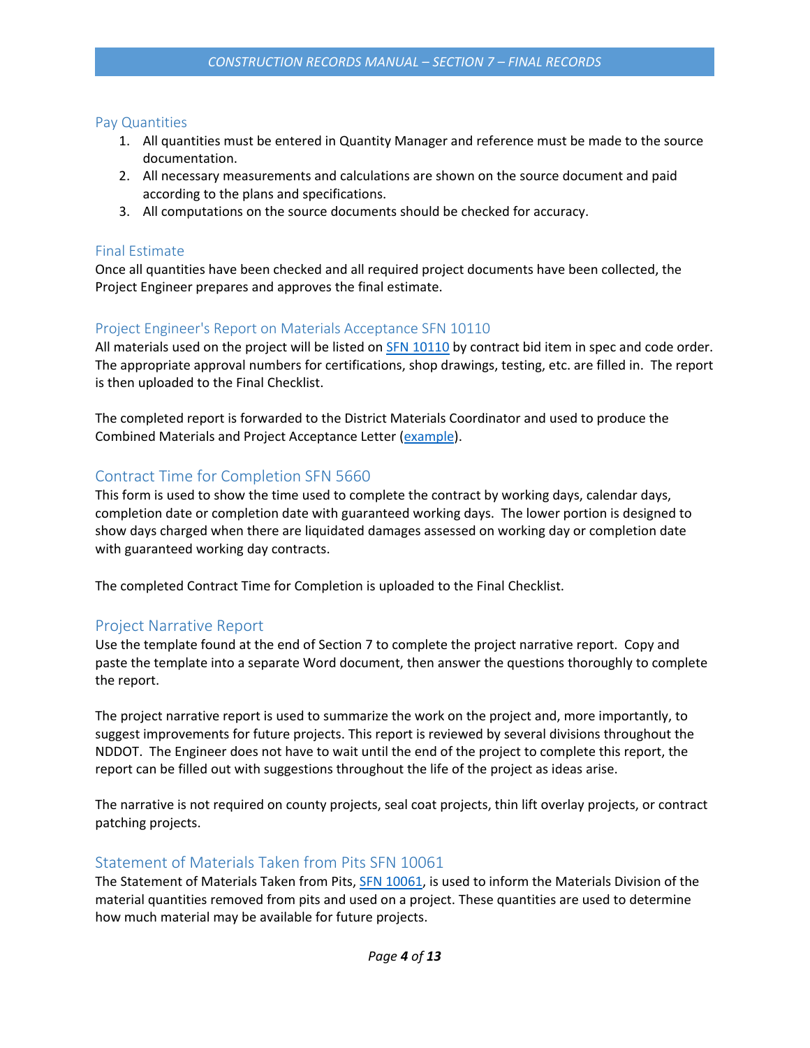## Pay Quantities

1. All quantities must be entered in Quantity Manager and reference must be made to the source documentation.
2. All necessary measurements and calculations are shown on the source document and paid according to the plans and specifications.
3. All computations on the source documents should be checked for accuracy.

## Final Estimate

Once all quantities have been checked and all required project documents have been collected, the Project Engineer prepares and approves the final estimate.

## Project Engineer's Report on Materials Acceptance SFN 10110

All materials used on the project will be listed on SFN 10110 by contract bid item in spec and code order. The appropriate approval numbers for certifications, shop drawings, testing, etc. are filled in. The report is then uploaded to the Final Checklist.

The completed report is forwarded to the District Materials Coordinator and used to produce the Combined Materials and Project Acceptance Letter (example).

## Contract Time for Completion SFN 5660

This form is used to show the time used to complete the contract by working days, calendar days, completion date or completion date with guaranteed working days. The lower portion is designed to show days charged when there are liquidated damages assessed on working day or completion date with guaranteed working day contracts.

The completed Contract Time for Completion is uploaded to the Final Checklist.

## Project Narrative Report

Use the template found at the end of Section 7 to complete the project narrative report. Copy and paste the template into a separate Word document, then answer the questions thoroughly to complete the report.

The project narrative report is used to summarize the work on the project and, more importantly, to suggest improvements for future projects. This report is reviewed by several divisions throughout the NDDOT. The Engineer does not have to wait until the end of the project to complete this report, the report can be filled out with suggestions throughout the life of the project as ideas arise.

The narrative is not required on county projects, seal coat projects, thin lift overlay projects, or contract patching projects.

## Statement of Materials Taken from Pits SFN 10061

The Statement of Materials Taken from Pits, SFN 10061, is used to inform the Materials Division of the material quantities removed from pits and used on a project. These quantities are used to determine how much material may be available for future projects.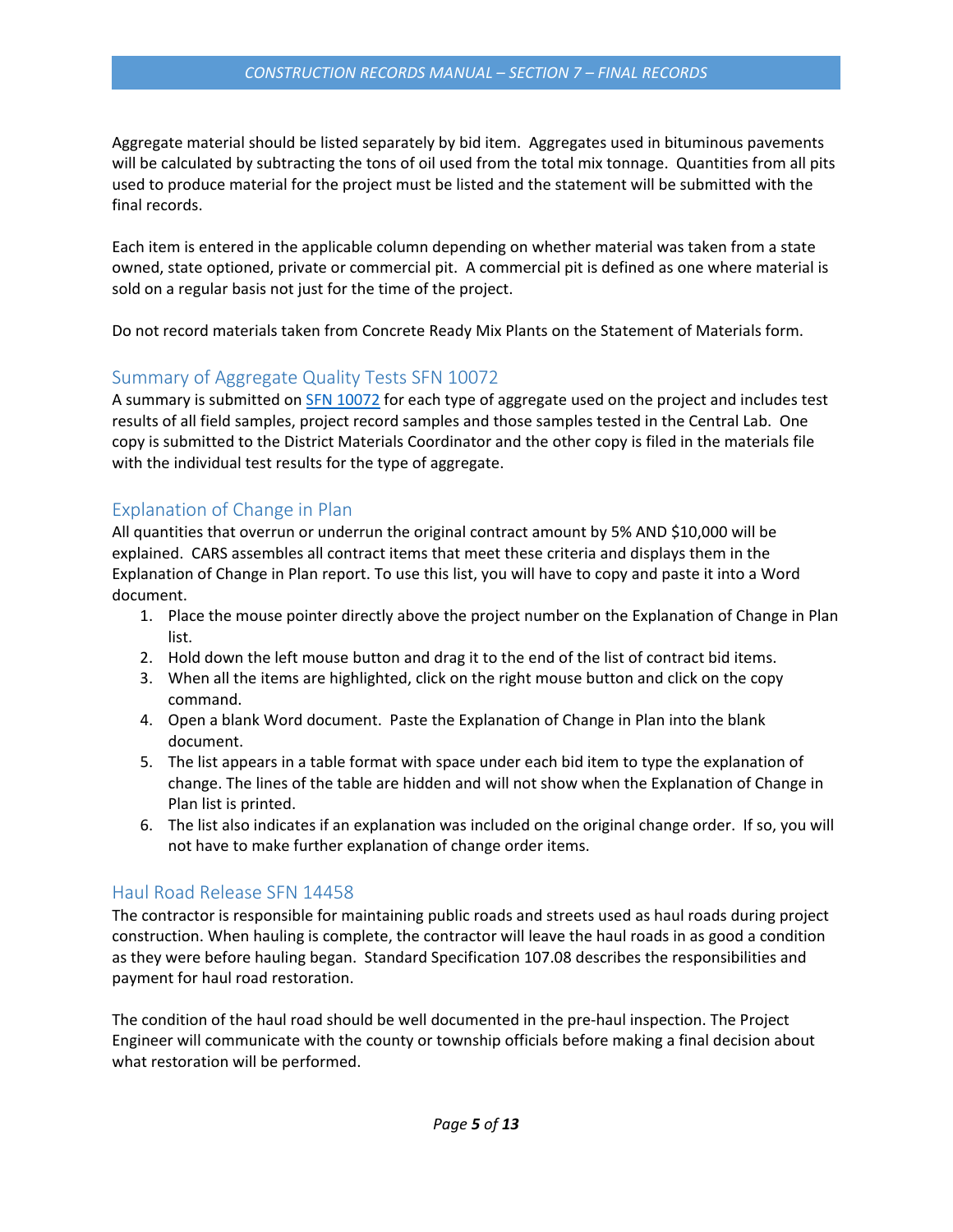Aggregate material should be listed separately by bid item. Aggregates used in bituminous pavements will be calculated by subtracting the tons of oil used from the total mix tonnage. Quantities from all pits used to produce material for the project must be listed and the statement will be submitted with the final records.

Each item is entered in the applicable column depending on whether material was taken from a state owned, state optioned, private or commercial pit. A commercial pit is defined as one where material is sold on a regular basis not just for the time of the project.

Do not record materials taken from Concrete Ready Mix Plants on the Statement of Materials form.

## Summary of Aggregate Quality Tests SFN 10072

A summary is submitted on SFN 10072 for each type of aggregate used on the project and includes test results of all field samples, project record samples and those samples tested in the Central Lab. One copy is submitted to the District Materials Coordinator and the other copy is filed in the materials file with the individual test results for the type of aggregate.

## Explanation of Change in Plan

All quantities that overrun or underrun the original contract amount by 5% AND $10,000 will be explained. CARS assembles all contract items that meet these criteria and displays them in the Explanation of Change in Plan report. To use this list, you will have to copy and paste it into a Word document.

1. Place the mouse pointer directly above the project number on the Explanation of Change in Plan list.
2. Hold down the left mouse button and drag it to the end of the list of contract bid items.
3. When all the items are highlighted, click on the right mouse button and click on the copy command.
4. Open a blank Word document. Paste the Explanation of Change in Plan into the blank document.
5. The list appears in a table format with space under each bid item to type the explanation of change. The lines of the table are hidden and will not show when the Explanation of Change in Plan list is printed.
6. The list also indicates if an explanation was included on the original change order. If so, you will not have to make further explanation of change order items.

## Haul Road Release SFN 14458

The contractor is responsible for maintaining public roads and streets used as haul roads during project construction. When hauling is complete, the contractor will leave the haul roads in as good a condition as they were before hauling began. Standard Specification 107.08 describes the responsibilities and payment for haul road restoration.

The condition of the haul road should be well documented in the pre-haul inspection. The Project Engineer will communicate with the county or township officials before making a final decision about what restoration will be performed.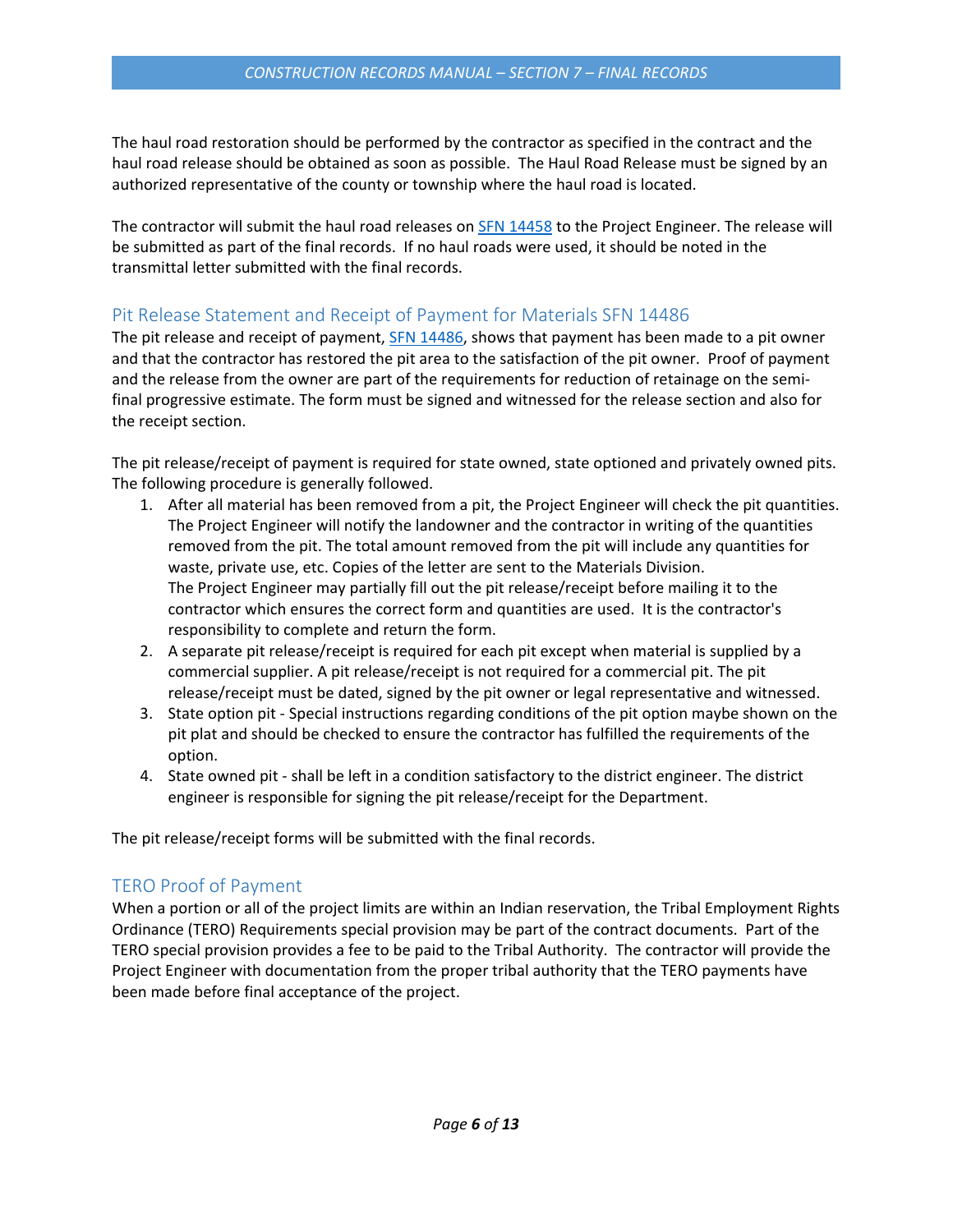The haul road restoration should be performed by the contractor as specified in the contract and the haul road release should be obtained as soon as possible. The Haul Road Release must be signed by an authorized representative of the county or township where the haul road is located.

The contractor will submit the haul road releases on SFN 14458 to the Project Engineer. The release will be submitted as part of the final records. If no haul roads were used, it should be noted in the transmittal letter submitted with the final records.

## Pit Release Statement and Receipt of Payment for Materials SFN 14486

The pit release and receipt of payment, SFN 14486, shows that payment has been made to a pit owner and that the contractor has restored the pit area to the satisfaction of the pit owner. Proof of payment and the release from the owner are part of the requirements for reduction of retainage on the semi-final progressive estimate. The form must be signed and witnessed for the release section and also for the receipt section.

The pit release/receipt of payment is required for state owned, state optioned and privately owned pits. The following procedure is generally followed.

1. After all material has been removed from a pit, the Project Engineer will check the pit quantities. The Project Engineer will notify the landowner and the contractor in writing of the quantities removed from the pit. The total amount removed from the pit will include any quantities for waste, private use, etc. Copies of the letter are sent to the Materials Division.
   The Project Engineer may partially fill out the pit release/receipt before mailing it to the contractor which ensures the correct form and quantities are used. It is the contractor's responsibility to complete and return the form.
2. A separate pit release/receipt is required for each pit except when material is supplied by a commercial supplier. A pit release/receipt is not required for a commercial pit. The pit release/receipt must be dated, signed by the pit owner or legal representative and witnessed.
3. State option pit - Special instructions regarding conditions of the pit option maybe shown on the pit plat and should be checked to ensure the contractor has fulfilled the requirements of the option.
4. State owned pit - shall be left in a condition satisfactory to the district engineer. The district engineer is responsible for signing the pit release/receipt for the Department.

The pit release/receipt forms will be submitted with the final records.

## TERO Proof of Payment

When a portion or all of the project limits are within an Indian reservation, the Tribal Employment Rights Ordinance (TERO) Requirements special provision may be part of the contract documents. Part of the TERO special provision provides a fee to be paid to the Tribal Authority. The contractor will provide the Project Engineer with documentation from the proper tribal authority that the TERO payments have been made before final acceptance of the project.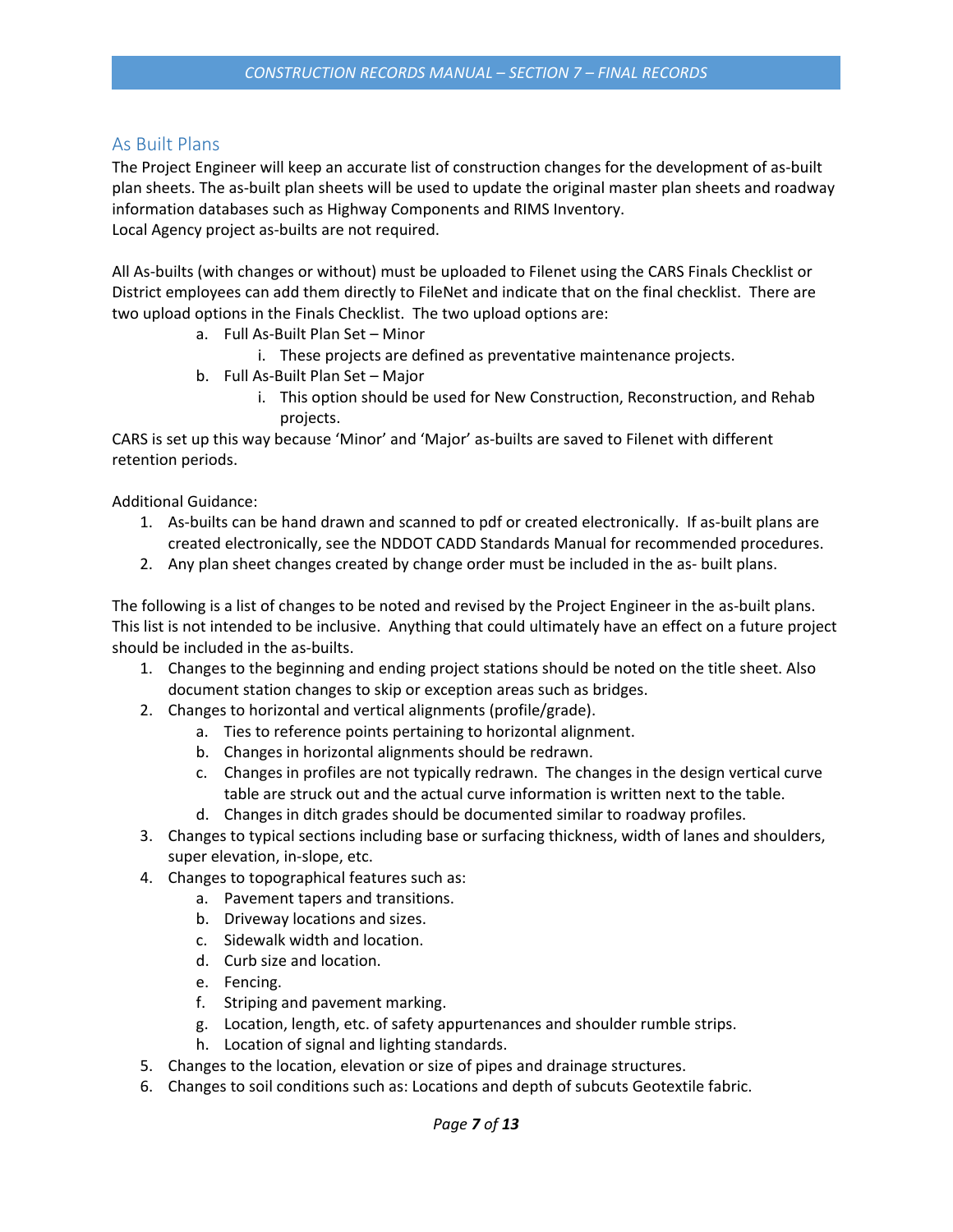## As Built Plans

The Project Engineer will keep an accurate list of construction changes for the development of as-built plan sheets. The as-built plan sheets will be used to update the original master plan sheets and roadway information databases such as Highway Components and RIMS Inventory.
Local Agency project as-builts are not required.

All As-builts (with changes or without) must be uploaded to Filenet using the CARS Finals Checklist or District employees can add them directly to FileNet and indicate that on the final checklist. There are two upload options in the Finals Checklist. The two upload options are:

a. Full As-Built Plan Set – Minor
   i. These projects are defined as preventative maintenance projects.
b. Full As-Built Plan Set – Major
   i. This option should be used for New Construction, Reconstruction, and Rehab projects.

CARS is set up this way because 'Minor' and 'Major' as-builts are saved to Filenet with different retention periods.

Additional Guidance:

1. As-builts can be hand drawn and scanned to pdf or created electronically. If as-built plans are created electronically, see the NDDOT CADD Standards Manual for recommended procedures.
2. Any plan sheet changes created by change order must be included in the as- built plans.

The following is a list of changes to be noted and revised by the Project Engineer in the as-built plans. This list is not intended to be inclusive. Anything that could ultimately have an effect on a future project should be included in the as-builts.

1. Changes to the beginning and ending project stations should be noted on the title sheet. Also document station changes to skip or exception areas such as bridges.
2. Changes to horizontal and vertical alignments (profile/grade).
   a. Ties to reference points pertaining to horizontal alignment.
   b. Changes in horizontal alignments should be redrawn.
   c. Changes in profiles are not typically redrawn. The changes in the design vertical curve table are struck out and the actual curve information is written next to the table.
   d. Changes in ditch grades should be documented similar to roadway profiles.
3. Changes to typical sections including base or surfacing thickness, width of lanes and shoulders, super elevation, in-slope, etc.
4. Changes to topographical features such as:
   a. Pavement tapers and transitions.
   b. Driveway locations and sizes.
   c. Sidewalk width and location.
   d. Curb size and location.
   e. Fencing.
   f. Striping and pavement marking.
   g. Location, length, etc. of safety appurtenances and shoulder rumble strips.
   h. Location of signal and lighting standards.
5. Changes to the location, elevation or size of pipes and drainage structures.
6. Changes to soil conditions such as: Locations and depth of subcuts Geotextile fabric.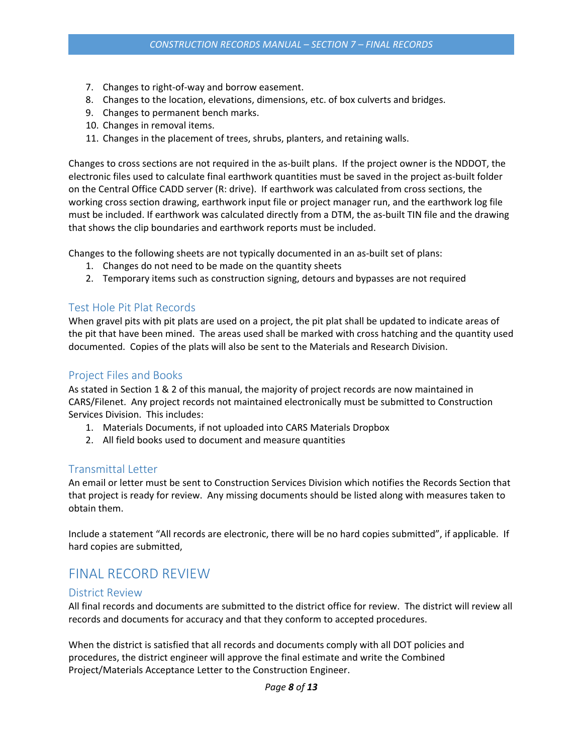7. Changes to right-of-way and borrow easement.
8. Changes to the location, elevations, dimensions, etc. of box culverts and bridges.
9. Changes to permanent bench marks.
10. Changes in removal items.
11. Changes in the placement of trees, shrubs, planters, and retaining walls.

Changes to cross sections are not required in the as-built plans. If the project owner is the NDDOT, the electronic files used to calculate final earthwork quantities must be saved in the project as-built folder on the Central Office CADD server (R: drive). If earthwork was calculated from cross sections, the working cross section drawing, earthwork input file or project manager run, and the earthwork log file must be included. If earthwork was calculated directly from a DTM, the as-built TIN file and the drawing that shows the clip boundaries and earthwork reports must be included.

Changes to the following sheets are not typically documented in an as-built set of plans:

1. Changes do not need to be made on the quantity sheets
2. Temporary items such as construction signing, detours and bypasses are not required

### Test Hole Pit Plat Records

When gravel pits with pit plats are used on a project, the pit plat shall be updated to indicate areas of the pit that have been mined. The areas used shall be marked with cross hatching and the quantity used documented. Copies of the plats will also be sent to the Materials and Research Division.

### Project Files and Books

As stated in Section 1 & 2 of this manual, the majority of project records are now maintained in CARS/Filenet. Any project records not maintained electronically must be submitted to Construction Services Division. This includes:

1. Materials Documents, if not uploaded into CARS Materials Dropbox
2. All field books used to document and measure quantities

### Transmittal Letter

An email or letter must be sent to Construction Services Division which notifies the Records Section that that project is ready for review. Any missing documents should be listed along with measures taken to obtain them.

Include a statement "All records are electronic, there will be no hard copies submitted", if applicable. If hard copies are submitted,

## FINAL RECORD REVIEW

### District Review

All final records and documents are submitted to the district office for review. The district will review all records and documents for accuracy and that they conform to accepted procedures.

When the district is satisfied that all records and documents comply with all DOT policies and procedures, the district engineer will approve the final estimate and write the Combined Project/Materials Acceptance Letter to the Construction Engineer.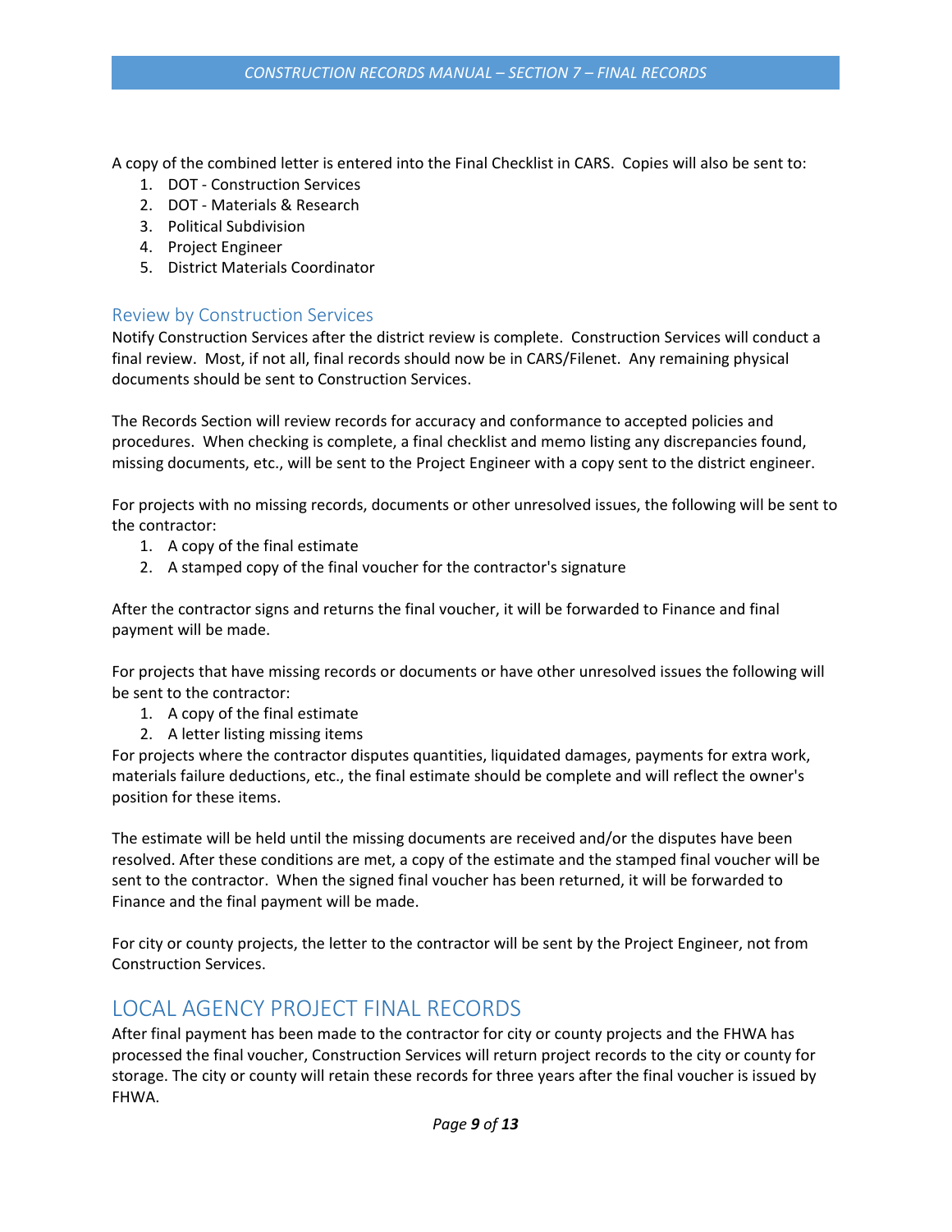A copy of the combined letter is entered into the Final Checklist in CARS. Copies will also be sent to:

1. DOT - Construction Services
2. DOT - Materials & Research
3. Political Subdivision
4. Project Engineer
5. District Materials Coordinator

### Review by Construction Services

Notify Construction Services after the district review is complete. Construction Services will conduct a final review. Most, if not all, final records should now be in CARS/Filenet. Any remaining physical documents should be sent to Construction Services.

The Records Section will review records for accuracy and conformance to accepted policies and procedures. When checking is complete, a final checklist and memo listing any discrepancies found, missing documents, etc., will be sent to the Project Engineer with a copy sent to the district engineer.

For projects with no missing records, documents or other unresolved issues, the following will be sent to the contractor:

1. A copy of the final estimate
2. A stamped copy of the final voucher for the contractor's signature

After the contractor signs and returns the final voucher, it will be forwarded to Finance and final payment will be made.

For projects that have missing records or documents or have other unresolved issues the following will be sent to the contractor:

1. A copy of the final estimate
2. A letter listing missing items

For projects where the contractor disputes quantities, liquidated damages, payments for extra work, materials failure deductions, etc., the final estimate should be complete and will reflect the owner's position for these items.

The estimate will be held until the missing documents are received and/or the disputes have been resolved. After these conditions are met, a copy of the estimate and the stamped final voucher will be sent to the contractor. When the signed final voucher has been returned, it will be forwarded to Finance and the final payment will be made.

For city or county projects, the letter to the contractor will be sent by the Project Engineer, not from Construction Services.

## LOCAL AGENCY PROJECT FINAL RECORDS

After final payment has been made to the contractor for city or county projects and the FHWA has processed the final voucher, Construction Services will return project records to the city or county for storage. The city or county will retain these records for three years after the final voucher is issued by FHWA.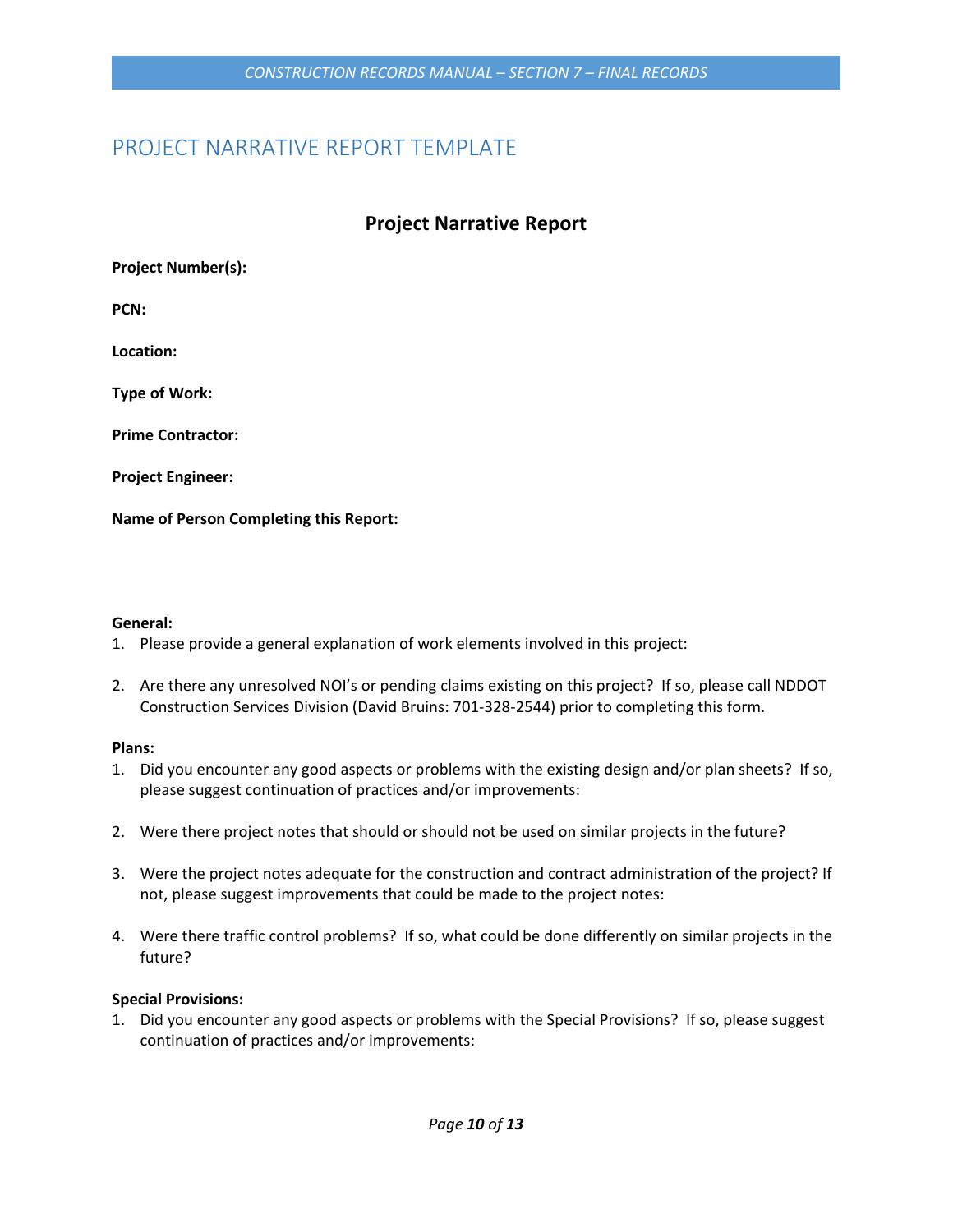# PROJECT NARRATIVE REPORT TEMPLATE

## Project Narrative Report

**Project Number(s):**

**PCN:**

**Location:**

**Type of Work:**

**Prime Contractor:**

**Project Engineer:**

**Name of Person Completing this Report:**

**General:**

1. Please provide a general explanation of work elements involved in this project:

2. Are there any unresolved NOI's or pending claims existing on this project? If so, please call NDDOT Construction Services Division (David Bruins: 701-328-2544) prior to completing this form.

**Plans:**

1. Did you encounter any good aspects or problems with the existing design and/or plan sheets? If so, please suggest continuation of practices and/or improvements:

2. Were there project notes that should or should not be used on similar projects in the future?

3. Were the project notes adequate for the construction and contract administration of the project? If not, please suggest improvements that could be made to the project notes:

4. Were there traffic control problems? If so, what could be done differently on similar projects in the future?

**Special Provisions:**

1. Did you encounter any good aspects or problems with the Special Provisions? If so, please suggest continuation of practices and/or improvements: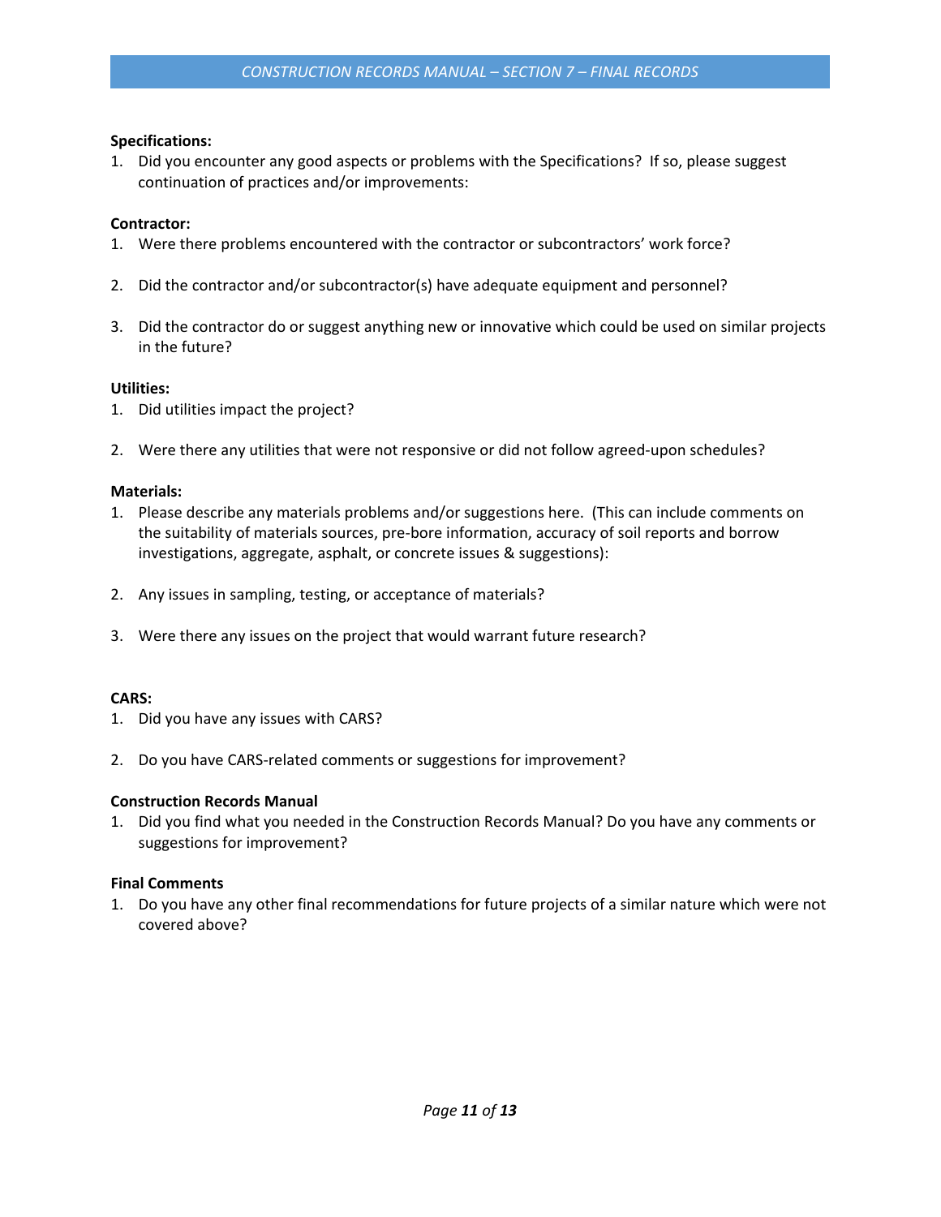**Specifications:**

1. Did you encounter any good aspects or problems with the Specifications? If so, please suggest continuation of practices and/or improvements:

**Contractor:**

1. Were there problems encountered with the contractor or subcontractors' work force?

2. Did the contractor and/or subcontractor(s) have adequate equipment and personnel?

3. Did the contractor do or suggest anything new or innovative which could be used on similar projects in the future?

**Utilities:**

1. Did utilities impact the project?

2. Were there any utilities that were not responsive or did not follow agreed-upon schedules?

**Materials:**

1. Please describe any materials problems and/or suggestions here. (This can include comments on the suitability of materials sources, pre-bore information, accuracy of soil reports and borrow investigations, aggregate, asphalt, or concrete issues & suggestions):

2. Any issues in sampling, testing, or acceptance of materials?

3. Were there any issues on the project that would warrant future research?

**CARS:**

1. Did you have any issues with CARS?

2. Do you have CARS-related comments or suggestions for improvement?

**Construction Records Manual**

1. Did you find what you needed in the Construction Records Manual? Do you have any comments or suggestions for improvement?

**Final Comments**

1. Do you have any other final recommendations for future projects of a similar nature which were not covered above?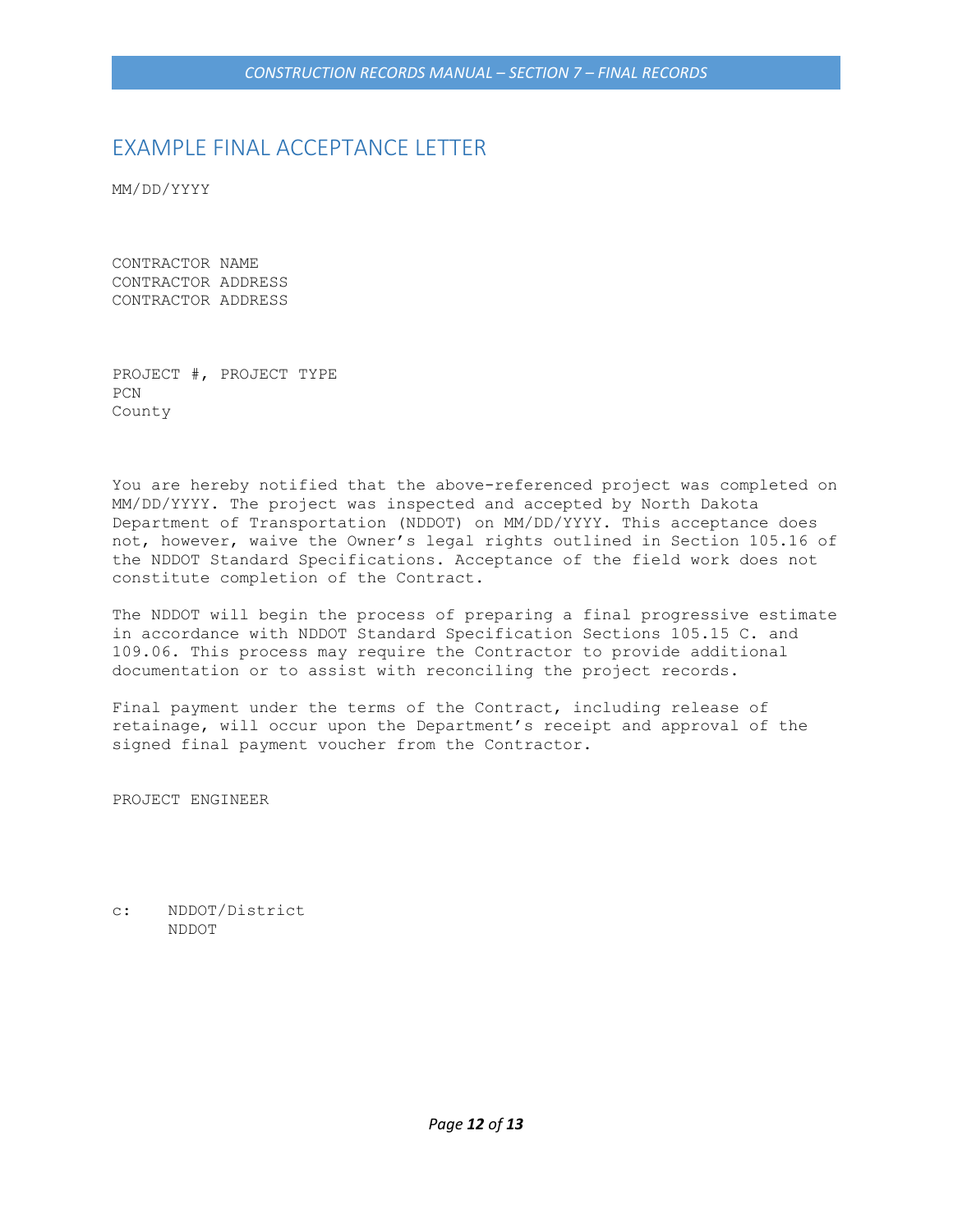# EXAMPLE FINAL ACCEPTANCE LETTER

MM/DD/YYYY

CONTRACTOR NAME
CONTRACTOR ADDRESS
CONTRACTOR ADDRESS

PROJECT #, PROJECT TYPE
PCN
County

You are hereby notified that the above-referenced project was completed on MM/DD/YYYY. The project was inspected and accepted by North Dakota Department of Transportation (NDDOT) on MM/DD/YYYY. This acceptance does not, however, waive the Owner's legal rights outlined in Section 105.16 of the NDDOT Standard Specifications. Acceptance of the field work does not constitute completion of the Contract.

The NDDOT will begin the process of preparing a final progressive estimate in accordance with NDDOT Standard Specification Sections 105.15 C. and 109.06. This process may require the Contractor to provide additional documentation or to assist with reconciling the project records.

Final payment under the terms of the Contract, including release of retainage, will occur upon the Department's receipt and approval of the signed final payment voucher from the Contractor.

PROJECT ENGINEER

c: NDDOT/District
NDDOT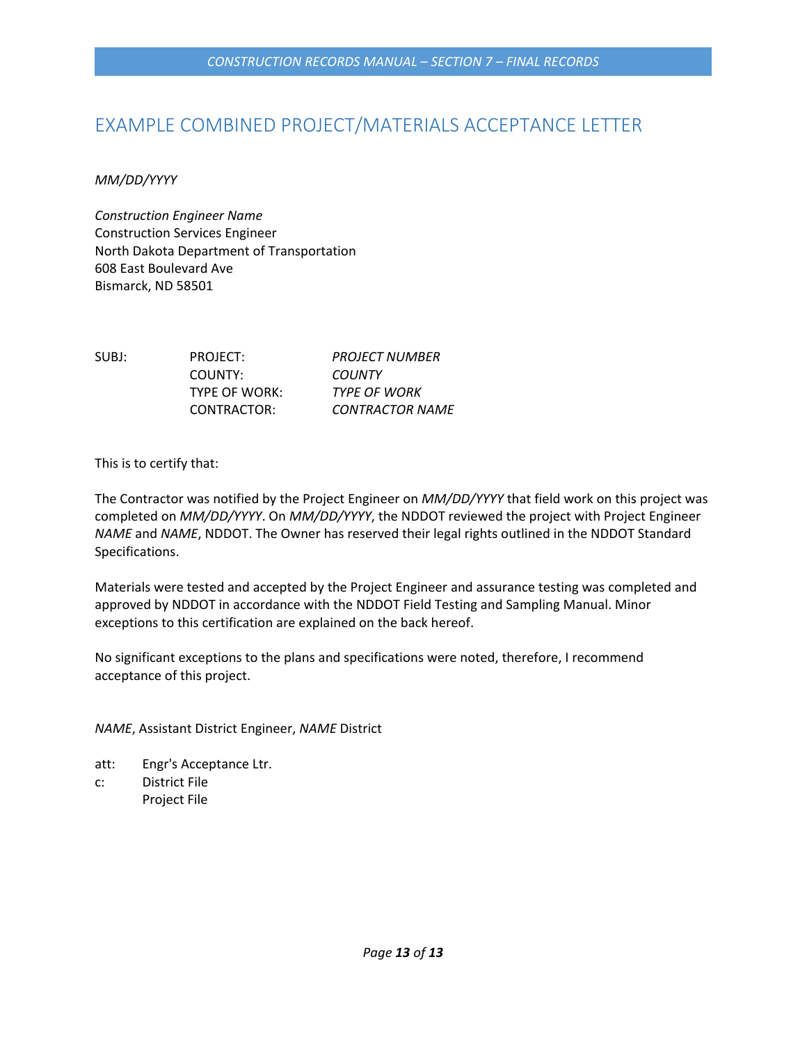# EXAMPLE COMBINED PROJECT/MATERIALS ACCEPTANCE LETTER

*MM/DD/YYYY*

*Construction Engineer Name*
Construction Services Engineer
North Dakota Department of Transportation
608 East Boulevard Ave
Bismarck, ND 58501

| | | |
|---|---|---|
| SUBJ: | PROJECT: | *PROJECT NUMBER* |
| | COUNTY: | *COUNTY* |
| | TYPE OF WORK: | *TYPE OF WORK* |
| | CONTRACTOR: | *CONTRACTOR NAME* |

This is to certify that:

The Contractor was notified by the Project Engineer on *MM/DD/YYYY* that field work on this project was completed on *MM/DD/YYYY*. On *MM/DD/YYYY*, the NDDOT reviewed the project with Project Engineer *NAME* and *NAME*, NDDOT. The Owner has reserved their legal rights outlined in the NDDOT Standard Specifications.

Materials were tested and accepted by the Project Engineer and assurance testing was completed and approved by NDDOT in accordance with the NDDOT Field Testing and Sampling Manual. Minor exceptions to this certification are explained on the back hereof.

No significant exceptions to the plans and specifications were noted, therefore, I recommend acceptance of this project.

*NAME*, Assistant District Engineer, *NAME* District

att: Engr's Acceptance Ltr.
c: District File
Project File